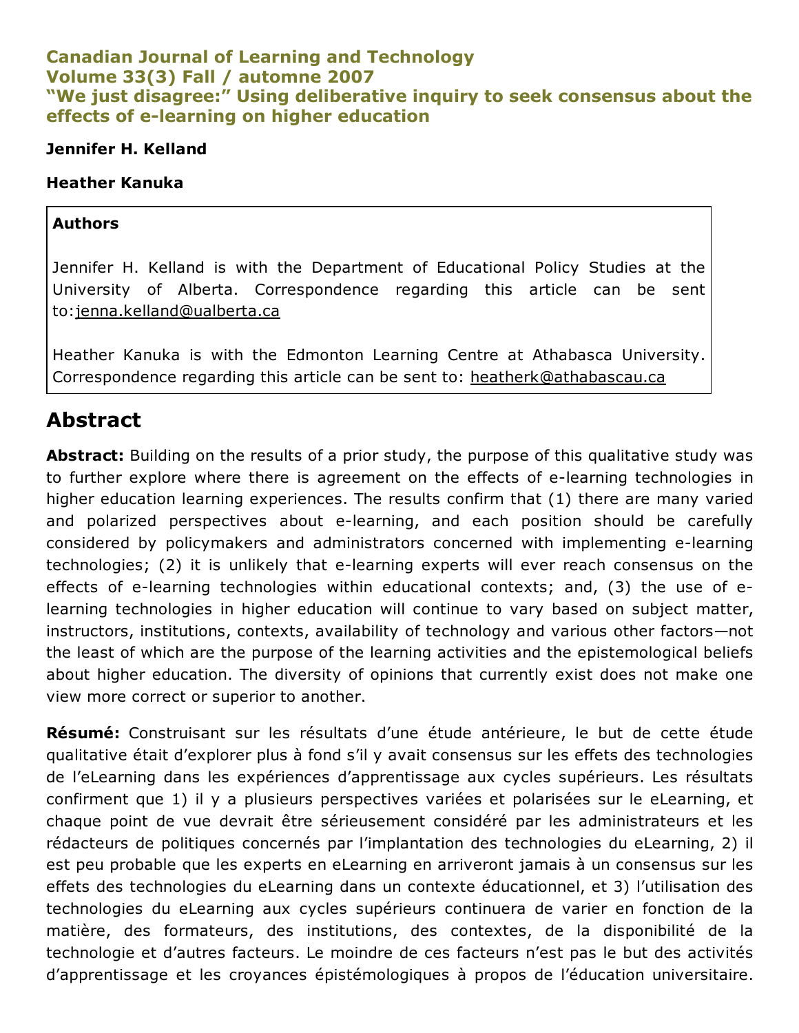**Canadian Journal of Learning and Technology**
**Volume 33(3) Fall / automne 2007**
**"We just disagree:" Using deliberative inquiry to seek consensus about the effects of e-learning on higher education**

**Jennifer H. Kelland**

**Heather Kanuka**

**Authors**

Jennifer H. Kelland is with the Department of Educational Policy Studies at the University of Alberta. Correspondence regarding this article can be sent to: jenna.kelland@ualberta.ca

Heather Kanuka is with the Edmonton Learning Centre at Athabasca University. Correspondence regarding this article can be sent to: heatherk@athabascau.ca

## Abstract

**Abstract:** Building on the results of a prior study, the purpose of this qualitative study was to further explore where there is agreement on the effects of e-learning technologies in higher education learning experiences. The results confirm that (1) there are many varied and polarized perspectives about e-learning, and each position should be carefully considered by policymakers and administrators concerned with implementing e-learning technologies; (2) it is unlikely that e-learning experts will ever reach consensus on the effects of e-learning technologies within educational contexts; and, (3) the use of e-learning technologies in higher education will continue to vary based on subject matter, instructors, institutions, contexts, availability of technology and various other factors—not the least of which are the purpose of the learning activities and the epistemological beliefs about higher education. The diversity of opinions that currently exist does not make one view more correct or superior to another.

**Résumé:** Construisant sur les résultats d'une étude antérieure, le but de cette étude qualitative était d'explorer plus à fond s'il y avait consensus sur les effets des technologies de l'eLearning dans les expériences d'apprentissage aux cycles supérieurs. Les résultats confirment que 1) il y a plusieurs perspectives variées et polarisées sur le eLearning, et chaque point de vue devrait être sérieusement considéré par les administrateurs et les rédacteurs de politiques concernés par l'implantation des technologies du eLearning, 2) il est peu probable que les experts en eLearning en arriveront jamais à un consensus sur les effets des technologies du eLearning dans un contexte éducationnel, et 3) l'utilisation des technologies du eLearning aux cycles supérieurs continuera de varier en fonction de la matière, des formateurs, des institutions, des contextes, de la disponibilité de la technologie et d'autres facteurs. Le moindre de ces facteurs n'est pas le but des activités d'apprentissage et les croyances épistémologiques à propos de l'éducation universitaire.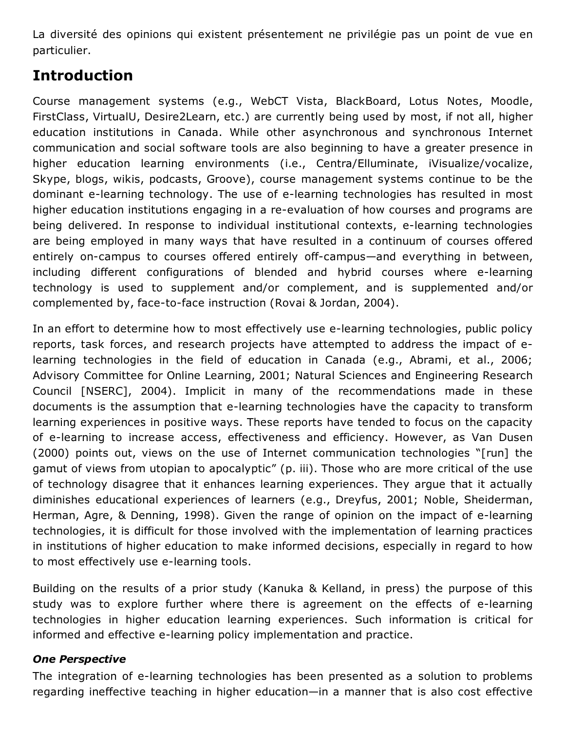La diversité des opinions qui existent présentement ne privilégie pas un point de vue en particulier.

## Introduction

Course management systems (e.g., WebCT Vista, BlackBoard, Lotus Notes, Moodle, FirstClass, VirtualU, Desire2Learn, etc.) are currently being used by most, if not all, higher education institutions in Canada. While other asynchronous and synchronous Internet communication and social software tools are also beginning to have a greater presence in higher education learning environments (i.e., Centra/Elluminate, iVisualize/vocalize, Skype, blogs, wikis, podcasts, Groove), course management systems continue to be the dominant e-learning technology. The use of e-learning technologies has resulted in most higher education institutions engaging in a re-evaluation of how courses and programs are being delivered. In response to individual institutional contexts, e-learning technologies are being employed in many ways that have resulted in a continuum of courses offered entirely on-campus to courses offered entirely off-campus—and everything in between, including different configurations of blended and hybrid courses where e-learning technology is used to supplement and/or complement, and is supplemented and/or complemented by, face-to-face instruction (Rovai & Jordan, 2004).

In an effort to determine how to most effectively use e-learning technologies, public policy reports, task forces, and research projects have attempted to address the impact of e-learning technologies in the field of education in Canada (e.g., Abrami, et al., 2006; Advisory Committee for Online Learning, 2001; Natural Sciences and Engineering Research Council [NSERC], 2004). Implicit in many of the recommendations made in these documents is the assumption that e-learning technologies have the capacity to transform learning experiences in positive ways. These reports have tended to focus on the capacity of e-learning to increase access, effectiveness and efficiency. However, as Van Dusen (2000) points out, views on the use of Internet communication technologies "[run] the gamut of views from utopian to apocalyptic" (p. iii). Those who are more critical of the use of technology disagree that it enhances learning experiences. They argue that it actually diminishes educational experiences of learners (e.g., Dreyfus, 2001; Noble, Sheiderman, Herman, Agre, & Denning, 1998). Given the range of opinion on the impact of e-learning technologies, it is difficult for those involved with the implementation of learning practices in institutions of higher education to make informed decisions, especially in regard to how to most effectively use e-learning tools.

Building on the results of a prior study (Kanuka & Kelland, in press) the purpose of this study was to explore further where there is agreement on the effects of e-learning technologies in higher education learning experiences. Such information is critical for informed and effective e-learning policy implementation and practice.

### *One Perspective*

The integration of e-learning technologies has been presented as a solution to problems regarding ineffective teaching in higher education—in a manner that is also cost effective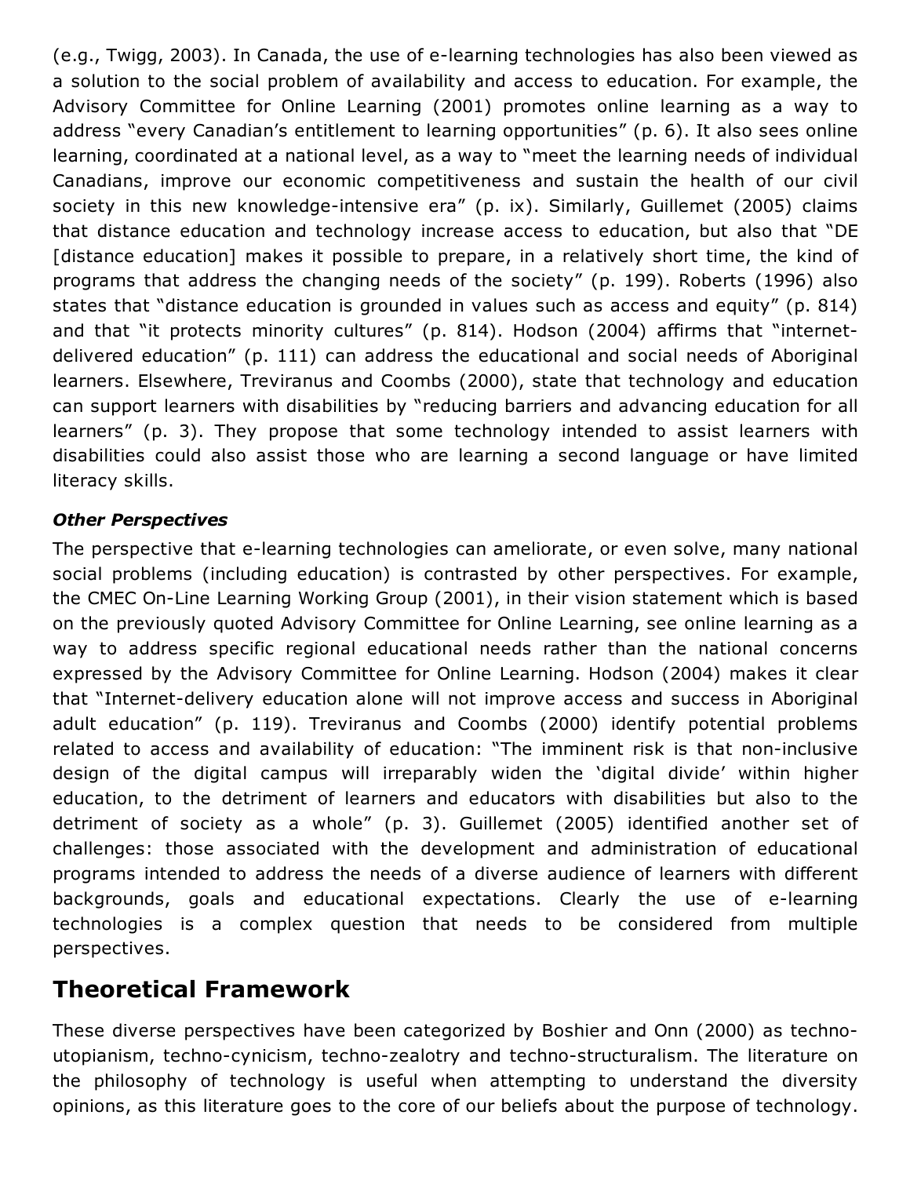(e.g., Twigg, 2003). In Canada, the use of e-learning technologies has also been viewed as a solution to the social problem of availability and access to education. For example, the Advisory Committee for Online Learning (2001) promotes online learning as a way to address "every Canadian's entitlement to learning opportunities" (p. 6). It also sees online learning, coordinated at a national level, as a way to "meet the learning needs of individual Canadians, improve our economic competitiveness and sustain the health of our civil society in this new knowledge-intensive era" (p. ix). Similarly, Guillemet (2005) claims that distance education and technology increase access to education, but also that "DE [distance education] makes it possible to prepare, in a relatively short time, the kind of programs that address the changing needs of the society" (p. 199). Roberts (1996) also states that "distance education is grounded in values such as access and equity" (p. 814) and that "it protects minority cultures" (p. 814). Hodson (2004) affirms that "internet-delivered education" (p. 111) can address the educational and social needs of Aboriginal learners. Elsewhere, Treviranus and Coombs (2000), state that technology and education can support learners with disabilities by "reducing barriers and advancing education for all learners" (p. 3). They propose that some technology intended to assist learners with disabilities could also assist those who are learning a second language or have limited literacy skills.

***Other Perspectives***

The perspective that e-learning technologies can ameliorate, or even solve, many national social problems (including education) is contrasted by other perspectives. For example, the CMEC On-Line Learning Working Group (2001), in their vision statement which is based on the previously quoted Advisory Committee for Online Learning, see online learning as a way to address specific regional educational needs rather than the national concerns expressed by the Advisory Committee for Online Learning. Hodson (2004) makes it clear that "Internet-delivery education alone will not improve access and success in Aboriginal adult education" (p. 119). Treviranus and Coombs (2000) identify potential problems related to access and availability of education: "The imminent risk is that non-inclusive design of the digital campus will irreparably widen the 'digital divide' within higher education, to the detriment of learners and educators with disabilities but also to the detriment of society as a whole" (p. 3). Guillemet (2005) identified another set of challenges: those associated with the development and administration of educational programs intended to address the needs of a diverse audience of learners with different backgrounds, goals and educational expectations. Clearly the use of e-learning technologies is a complex question that needs to be considered from multiple perspectives.

## Theoretical Framework

These diverse perspectives have been categorized by Boshier and Onn (2000) as techno-utopianism, techno-cynicism, techno-zealotry and techno-structuralism. The literature on the philosophy of technology is useful when attempting to understand the diversity opinions, as this literature goes to the core of our beliefs about the purpose of technology.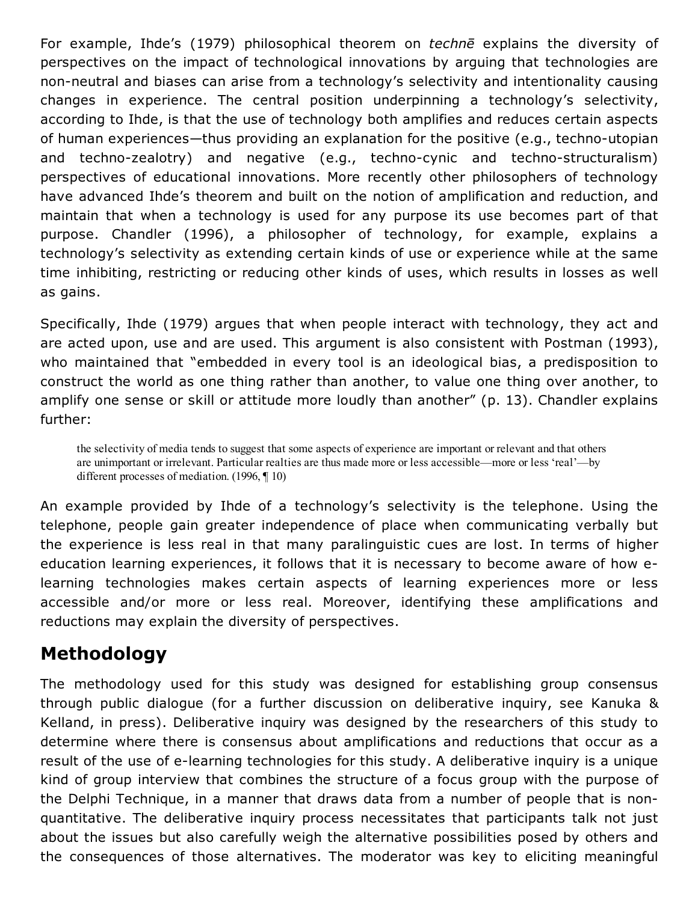For example, Ihde's (1979) philosophical theorem on *technē* explains the diversity of perspectives on the impact of technological innovations by arguing that technologies are non-neutral and biases can arise from a technology's selectivity and intentionality causing changes in experience. The central position underpinning a technology's selectivity, according to Ihde, is that the use of technology both amplifies and reduces certain aspects of human experiences—thus providing an explanation for the positive (e.g., techno-utopian and techno-zealotry) and negative (e.g., techno-cynic and techno-structuralism) perspectives of educational innovations. More recently other philosophers of technology have advanced Ihde's theorem and built on the notion of amplification and reduction, and maintain that when a technology is used for any purpose its use becomes part of that purpose. Chandler (1996), a philosopher of technology, for example, explains a technology's selectivity as extending certain kinds of use or experience while at the same time inhibiting, restricting or reducing other kinds of uses, which results in losses as well as gains.

Specifically, Ihde (1979) argues that when people interact with technology, they act and are acted upon, use and are used. This argument is also consistent with Postman (1993), who maintained that "embedded in every tool is an ideological bias, a predisposition to construct the world as one thing rather than another, to value one thing over another, to amplify one sense or skill or attitude more loudly than another" (p. 13). Chandler explains further:

> the selectivity of media tends to suggest that some aspects of experience are important or relevant and that others are unimportant or irrelevant. Particular realties are thus made more or less accessible—more or less 'real'—by different processes of mediation. (1996, ¶ 10)

An example provided by Ihde of a technology's selectivity is the telephone. Using the telephone, people gain greater independence of place when communicating verbally but the experience is less real in that many paralinguistic cues are lost. In terms of higher education learning experiences, it follows that it is necessary to become aware of how e-learning technologies makes certain aspects of learning experiences more or less accessible and/or more or less real. Moreover, identifying these amplifications and reductions may explain the diversity of perspectives.

## Methodology

The methodology used for this study was designed for establishing group consensus through public dialogue (for a further discussion on deliberative inquiry, see Kanuka & Kelland, in press). Deliberative inquiry was designed by the researchers of this study to determine where there is consensus about amplifications and reductions that occur as a result of the use of e-learning technologies for this study. A deliberative inquiry is a unique kind of group interview that combines the structure of a focus group with the purpose of the Delphi Technique, in a manner that draws data from a number of people that is non-quantitative. The deliberative inquiry process necessitates that participants talk not just about the issues but also carefully weigh the alternative possibilities posed by others and the consequences of those alternatives. The moderator was key to eliciting meaningful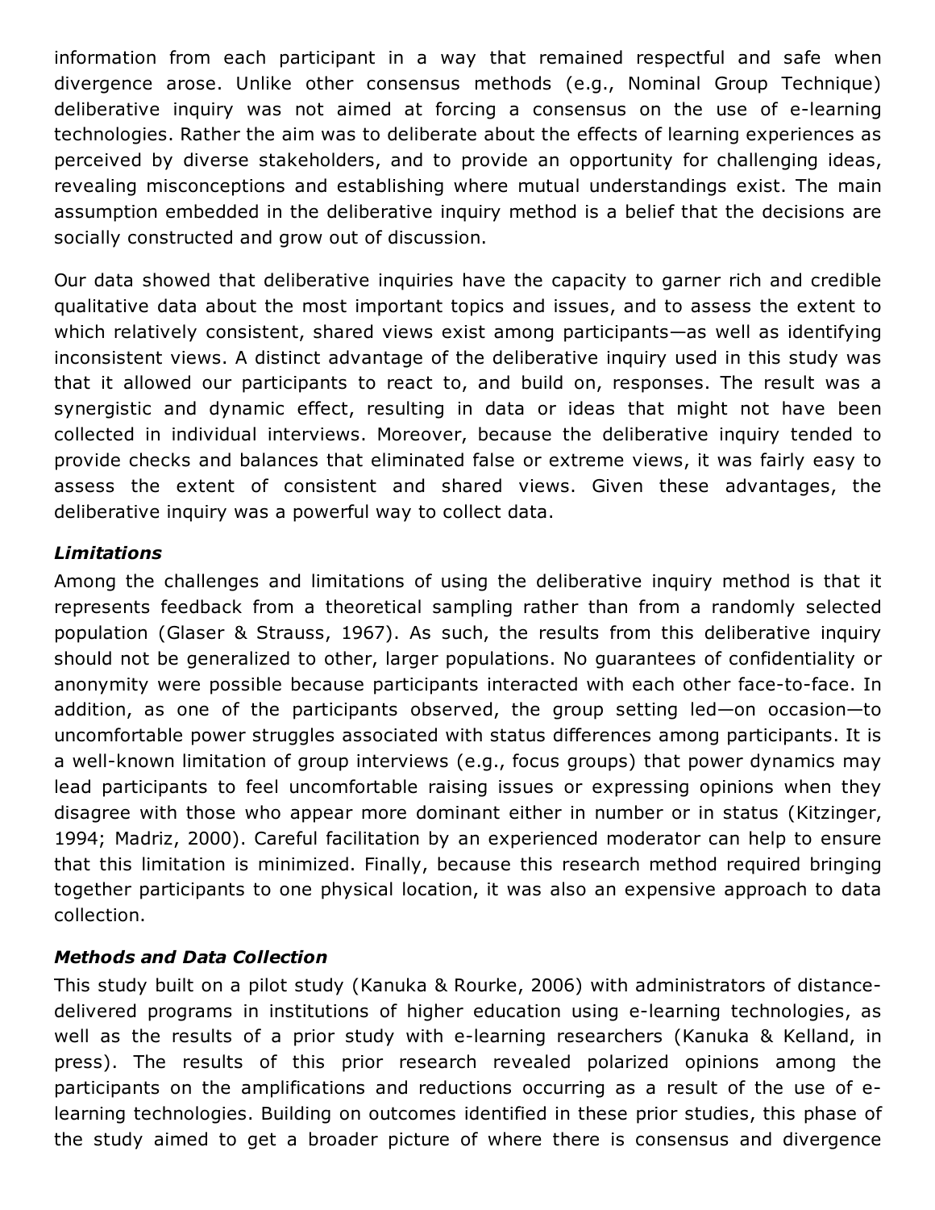information from each participant in a way that remained respectful and safe when divergence arose. Unlike other consensus methods (e.g., Nominal Group Technique) deliberative inquiry was not aimed at forcing a consensus on the use of e-learning technologies. Rather the aim was to deliberate about the effects of learning experiences as perceived by diverse stakeholders, and to provide an opportunity for challenging ideas, revealing misconceptions and establishing where mutual understandings exist. The main assumption embedded in the deliberative inquiry method is a belief that the decisions are socially constructed and grow out of discussion.

Our data showed that deliberative inquiries have the capacity to garner rich and credible qualitative data about the most important topics and issues, and to assess the extent to which relatively consistent, shared views exist among participants—as well as identifying inconsistent views. A distinct advantage of the deliberative inquiry used in this study was that it allowed our participants to react to, and build on, responses. The result was a synergistic and dynamic effect, resulting in data or ideas that might not have been collected in individual interviews. Moreover, because the deliberative inquiry tended to provide checks and balances that eliminated false or extreme views, it was fairly easy to assess the extent of consistent and shared views. Given these advantages, the deliberative inquiry was a powerful way to collect data.

### *Limitations*

Among the challenges and limitations of using the deliberative inquiry method is that it represents feedback from a theoretical sampling rather than from a randomly selected population (Glaser & Strauss, 1967). As such, the results from this deliberative inquiry should not be generalized to other, larger populations. No guarantees of confidentiality or anonymity were possible because participants interacted with each other face-to-face. In addition, as one of the participants observed, the group setting led—on occasion—to uncomfortable power struggles associated with status differences among participants. It is a well-known limitation of group interviews (e.g., focus groups) that power dynamics may lead participants to feel uncomfortable raising issues or expressing opinions when they disagree with those who appear more dominant either in number or in status (Kitzinger, 1994; Madriz, 2000). Careful facilitation by an experienced moderator can help to ensure that this limitation is minimized. Finally, because this research method required bringing together participants to one physical location, it was also an expensive approach to data collection.

### *Methods and Data Collection*

This study built on a pilot study (Kanuka & Rourke, 2006) with administrators of distance-delivered programs in institutions of higher education using e-learning technologies, as well as the results of a prior study with e-learning researchers (Kanuka & Kelland, in press). The results of this prior research revealed polarized opinions among the participants on the amplifications and reductions occurring as a result of the use of e-learning technologies. Building on outcomes identified in these prior studies, this phase of the study aimed to get a broader picture of where there is consensus and divergence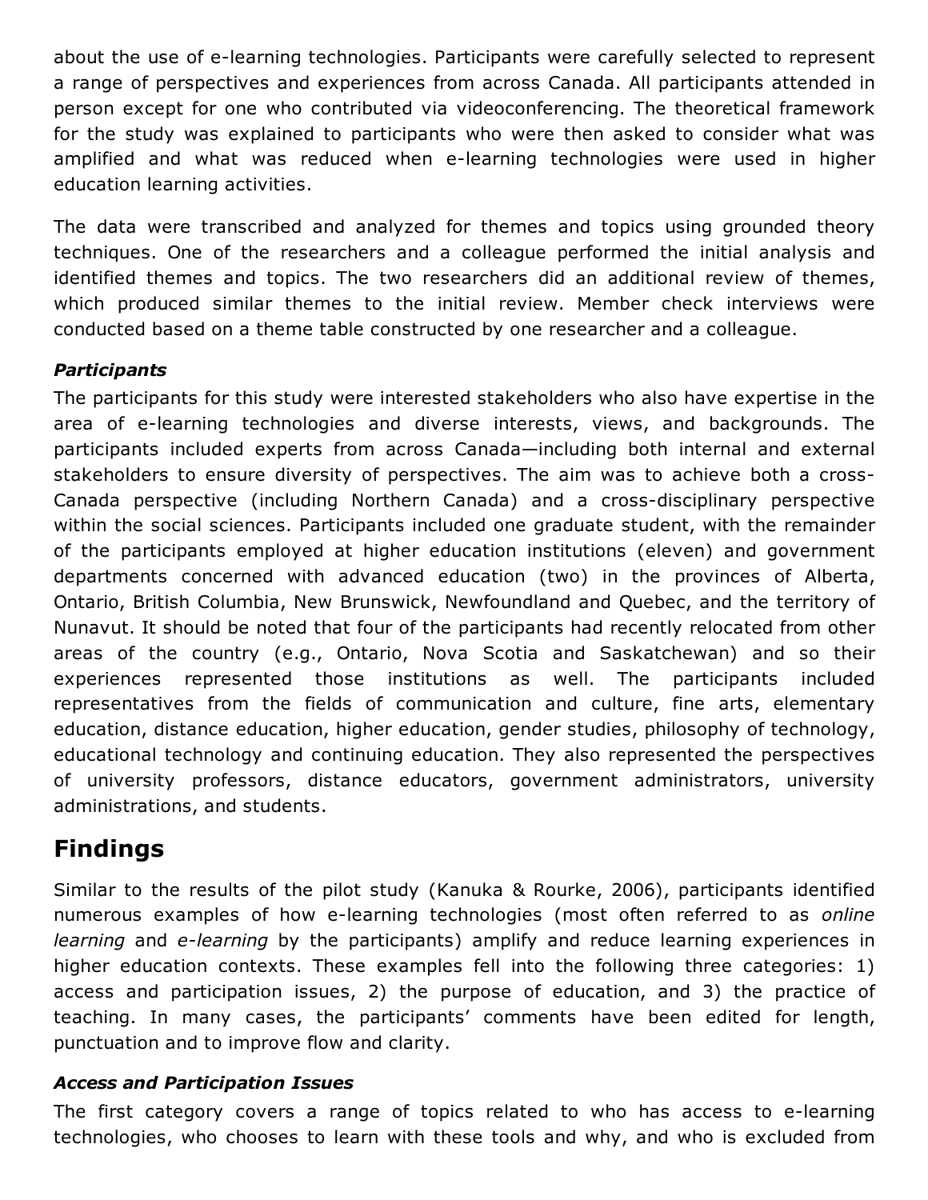about the use of e-learning technologies. Participants were carefully selected to represent a range of perspectives and experiences from across Canada. All participants attended in person except for one who contributed via videoconferencing. The theoretical framework for the study was explained to participants who were then asked to consider what was amplified and what was reduced when e-learning technologies were used in higher education learning activities.

The data were transcribed and analyzed for themes and topics using grounded theory techniques. One of the researchers and a colleague performed the initial analysis and identified themes and topics. The two researchers did an additional review of themes, which produced similar themes to the initial review. Member check interviews were conducted based on a theme table constructed by one researcher and a colleague.

### *Participants*

The participants for this study were interested stakeholders who also have expertise in the area of e-learning technologies and diverse interests, views, and backgrounds. The participants included experts from across Canada—including both internal and external stakeholders to ensure diversity of perspectives. The aim was to achieve both a cross-Canada perspective (including Northern Canada) and a cross-disciplinary perspective within the social sciences. Participants included one graduate student, with the remainder of the participants employed at higher education institutions (eleven) and government departments concerned with advanced education (two) in the provinces of Alberta, Ontario, British Columbia, New Brunswick, Newfoundland and Quebec, and the territory of Nunavut. It should be noted that four of the participants had recently relocated from other areas of the country (e.g., Ontario, Nova Scotia and Saskatchewan) and so their experiences represented those institutions as well. The participants included representatives from the fields of communication and culture, fine arts, elementary education, distance education, higher education, gender studies, philosophy of technology, educational technology and continuing education. They also represented the perspectives of university professors, distance educators, government administrators, university administrations, and students.

## Findings

Similar to the results of the pilot study (Kanuka & Rourke, 2006), participants identified numerous examples of how e-learning technologies (most often referred to as *online learning* and *e-learning* by the participants) amplify and reduce learning experiences in higher education contexts. These examples fell into the following three categories: 1) access and participation issues, 2) the purpose of education, and 3) the practice of teaching. In many cases, the participants' comments have been edited for length, punctuation and to improve flow and clarity.

### *Access and Participation Issues*

The first category covers a range of topics related to who has access to e-learning technologies, who chooses to learn with these tools and why, and who is excluded from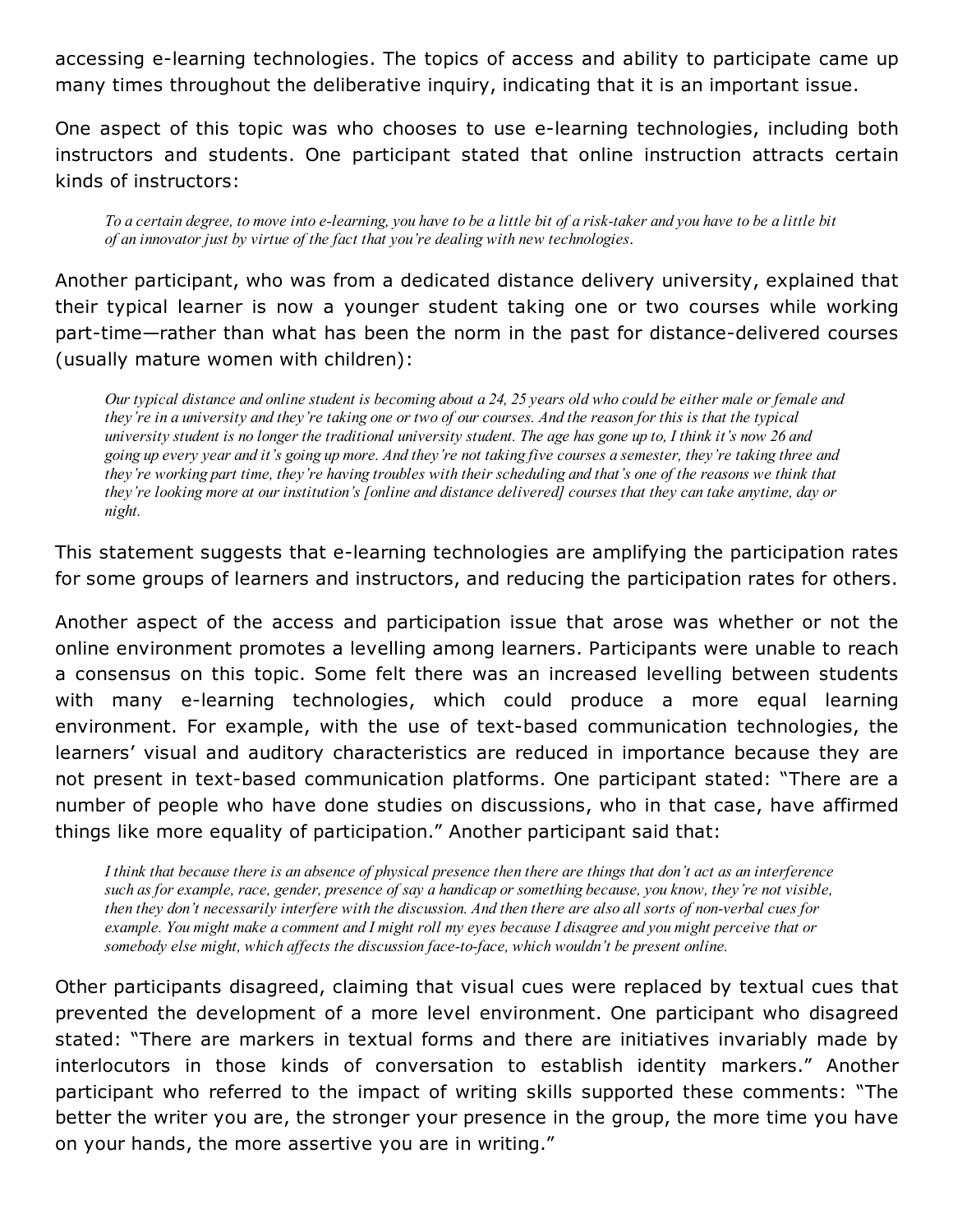accessing e-learning technologies. The topics of access and ability to participate came up many times throughout the deliberative inquiry, indicating that it is an important issue.

One aspect of this topic was who chooses to use e-learning technologies, including both instructors and students. One participant stated that online instruction attracts certain kinds of instructors:

> *To a certain degree, to move into e-learning, you have to be a little bit of a risk-taker and you have to be a little bit of an innovator just by virtue of the fact that you're dealing with new technologies.*

Another participant, who was from a dedicated distance delivery university, explained that their typical learner is now a younger student taking one or two courses while working part-time—rather than what has been the norm in the past for distance-delivered courses (usually mature women with children):

> *Our typical distance and online student is becoming about a 24, 25 years old who could be either male or female and they're in a university and they're taking one or two of our courses. And the reason for this is that the typical university student is no longer the traditional university student. The age has gone up to, I think it's now 26 and going up every year and it's going up more. And they're not taking five courses a semester, they're taking three and they're working part time, they're having troubles with their scheduling and that's one of the reasons we think that they're looking more at our institution's [online and distance delivered] courses that they can take anytime, day or night.*

This statement suggests that e-learning technologies are amplifying the participation rates for some groups of learners and instructors, and reducing the participation rates for others.

Another aspect of the access and participation issue that arose was whether or not the online environment promotes a levelling among learners. Participants were unable to reach a consensus on this topic. Some felt there was an increased levelling between students with many e-learning technologies, which could produce a more equal learning environment. For example, with the use of text-based communication technologies, the learners' visual and auditory characteristics are reduced in importance because they are not present in text-based communication platforms. One participant stated: "There are a number of people who have done studies on discussions, who in that case, have affirmed things like more equality of participation." Another participant said that:

> *I think that because there is an absence of physical presence then there are things that don't act as an interference such as for example, race, gender, presence of say a handicap or something because, you know, they're not visible, then they don't necessarily interfere with the discussion. And then there are also all sorts of non-verbal cues for example. You might make a comment and I might roll my eyes because I disagree and you might perceive that or somebody else might, which affects the discussion face-to-face, which wouldn't be present online.*

Other participants disagreed, claiming that visual cues were replaced by textual cues that prevented the development of a more level environment. One participant who disagreed stated: "There are markers in textual forms and there are initiatives invariably made by interlocutors in those kinds of conversation to establish identity markers." Another participant who referred to the impact of writing skills supported these comments: "The better the writer you are, the stronger your presence in the group, the more time you have on your hands, the more assertive you are in writing."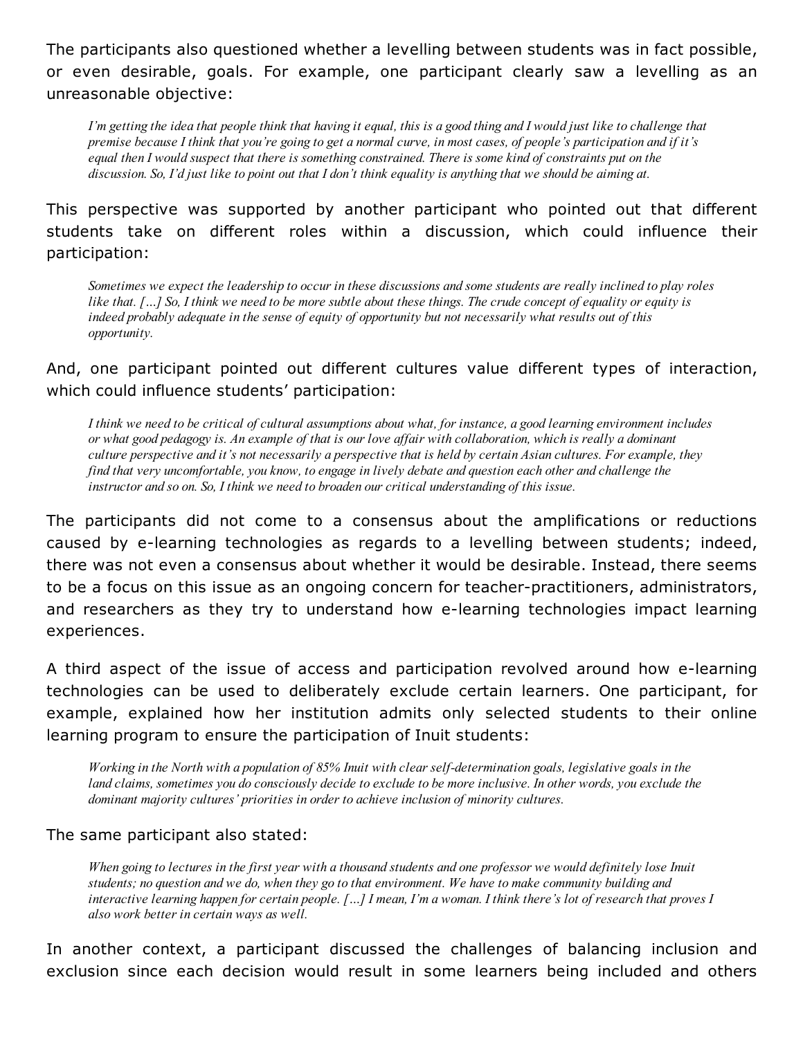The participants also questioned whether a levelling between students was in fact possible, or even desirable, goals. For example, one participant clearly saw a levelling as an unreasonable objective:

> *I'm getting the idea that people think that having it equal, this is a good thing and I would just like to challenge that premise because I think that you're going to get a normal curve, in most cases, of people's participation and if it's equal then I would suspect that there is something constrained. There is some kind of constraints put on the discussion. So, I'd just like to point out that I don't think equality is anything that we should be aiming at.*

This perspective was supported by another participant who pointed out that different students take on different roles within a discussion, which could influence their participation:

> *Sometimes we expect the leadership to occur in these discussions and some students are really inclined to play roles like that. […] So, I think we need to be more subtle about these things. The crude concept of equality or equity is indeed probably adequate in the sense of equity of opportunity but not necessarily what results out of this opportunity.*

And, one participant pointed out different cultures value different types of interaction, which could influence students' participation:

> *I think we need to be critical of cultural assumptions about what, for instance, a good learning environment includes or what good pedagogy is. An example of that is our love affair with collaboration, which is really a dominant culture perspective and it's not necessarily a perspective that is held by certain Asian cultures. For example, they find that very uncomfortable, you know, to engage in lively debate and question each other and challenge the instructor and so on. So, I think we need to broaden our critical understanding of this issue.*

The participants did not come to a consensus about the amplifications or reductions caused by e-learning technologies as regards to a levelling between students; indeed, there was not even a consensus about whether it would be desirable. Instead, there seems to be a focus on this issue as an ongoing concern for teacher-practitioners, administrators, and researchers as they try to understand how e-learning technologies impact learning experiences.

A third aspect of the issue of access and participation revolved around how e-learning technologies can be used to deliberately exclude certain learners. One participant, for example, explained how her institution admits only selected students to their online learning program to ensure the participation of Inuit students:

> *Working in the North with a population of 85% Inuit with clear self-determination goals, legislative goals in the land claims, sometimes you do consciously decide to exclude to be more inclusive. In other words, you exclude the dominant majority cultures' priorities in order to achieve inclusion of minority cultures.*

The same participant also stated:

> *When going to lectures in the first year with a thousand students and one professor we would definitely lose Inuit students; no question and we do, when they go to that environment. We have to make community building and interactive learning happen for certain people. […] I mean, I'm a woman. I think there's lot of research that proves I also work better in certain ways as well.*

In another context, a participant discussed the challenges of balancing inclusion and exclusion since each decision would result in some learners being included and others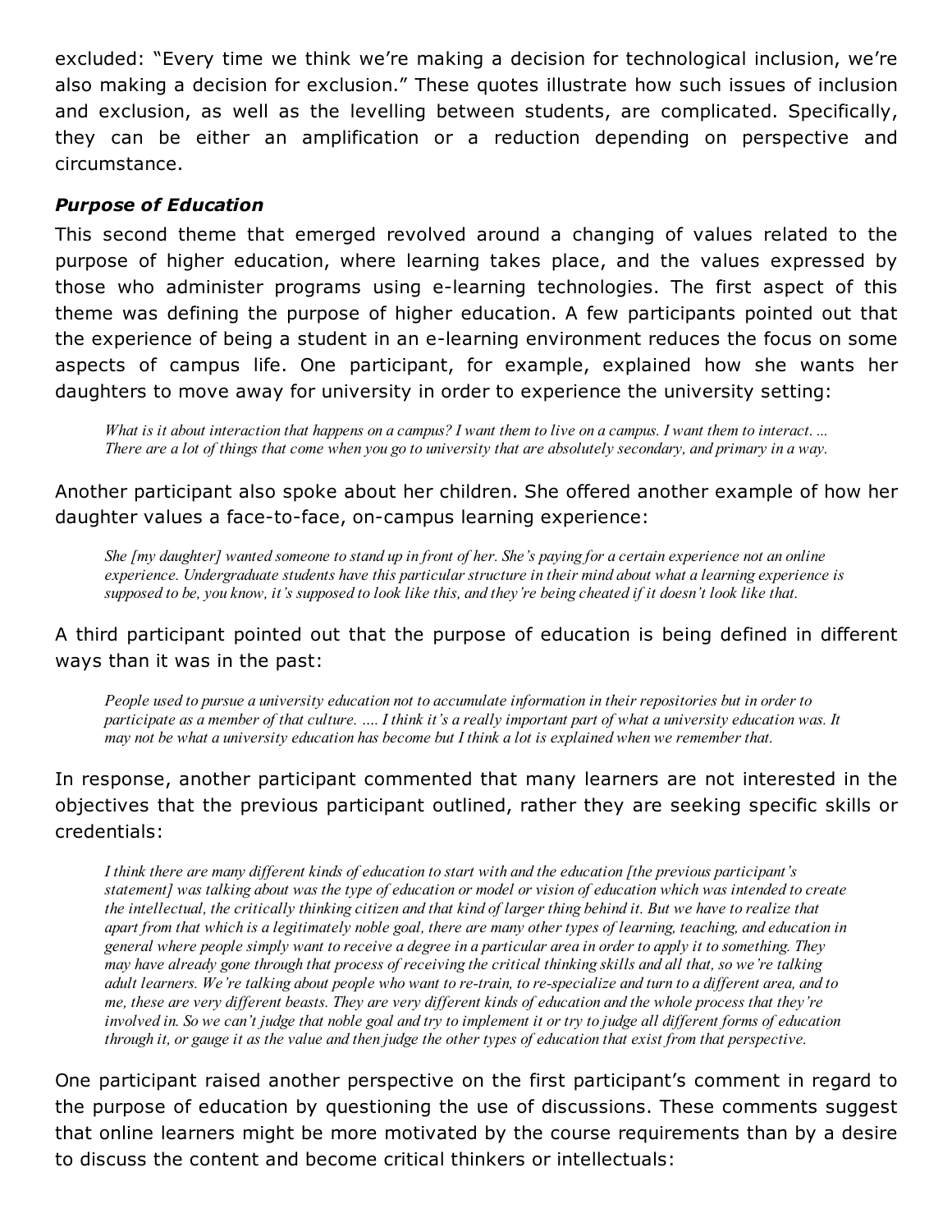excluded: "Every time we think we're making a decision for technological inclusion, we're also making a decision for exclusion." These quotes illustrate how such issues of inclusion and exclusion, as well as the levelling between students, are complicated. Specifically, they can be either an amplification or a reduction depending on perspective and circumstance.

### *Purpose of Education*

This second theme that emerged revolved around a changing of values related to the purpose of higher education, where learning takes place, and the values expressed by those who administer programs using e-learning technologies. The first aspect of this theme was defining the purpose of higher education. A few participants pointed out that the experience of being a student in an e-learning environment reduces the focus on some aspects of campus life. One participant, for example, explained how she wants her daughters to move away for university in order to experience the university setting:

> *What is it about interaction that happens on a campus? I want them to live on a campus. I want them to interact. ... There are a lot of things that come when you go to university that are absolutely secondary, and primary in a way.*

Another participant also spoke about her children. She offered another example of how her daughter values a face-to-face, on-campus learning experience:

> *She [my daughter] wanted someone to stand up in front of her. She's paying for a certain experience not an online experience. Undergraduate students have this particular structure in their mind about what a learning experience is supposed to be, you know, it's supposed to look like this, and they're being cheated if it doesn't look like that.*

A third participant pointed out that the purpose of education is being defined in different ways than it was in the past:

> *People used to pursue a university education not to accumulate information in their repositories but in order to participate as a member of that culture. .... I think it's a really important part of what a university education was. It may not be what a university education has become but I think a lot is explained when we remember that.*

In response, another participant commented that many learners are not interested in the objectives that the previous participant outlined, rather they are seeking specific skills or credentials:

> *I think there are many different kinds of education to start with and the education [the previous participant's statement] was talking about was the type of education or model or vision of education which was intended to create the intellectual, the critically thinking citizen and that kind of larger thing behind it. But we have to realize that apart from that which is a legitimately noble goal, there are many other types of learning, teaching, and education in general where people simply want to receive a degree in a particular area in order to apply it to something. They may have already gone through that process of receiving the critical thinking skills and all that, so we're talking adult learners. We're talking about people who want to re-train, to re-specialize and turn to a different area, and to me, these are very different beasts. They are very different kinds of education and the whole process that they're involved in. So we can't judge that noble goal and try to implement it or try to judge all different forms of education through it, or gauge it as the value and then judge the other types of education that exist from that perspective.*

One participant raised another perspective on the first participant's comment in regard to the purpose of education by questioning the use of discussions. These comments suggest that online learners might be more motivated by the course requirements than by a desire to discuss the content and become critical thinkers or intellectuals: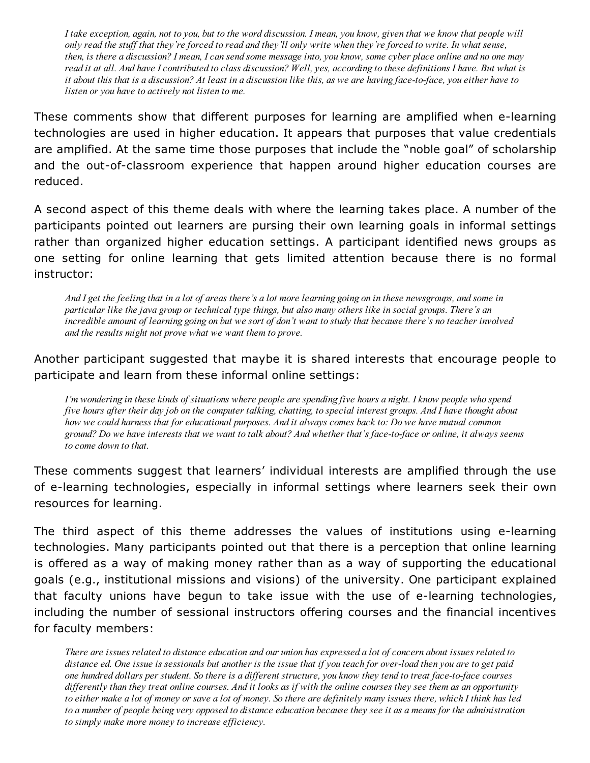> *I take exception, again, not to you, but to the word discussion. I mean, you know, given that we know that people will only read the stuff that they're forced to read and they'll only write when they're forced to write. In what sense, then, is there a discussion? I mean, I can send some message into, you know, some cyber place online and no one may read it at all. And have I contributed to class discussion? Well, yes, according to these definitions I have. But what is it about this that is a discussion? At least in a discussion like this, as we are having face-to-face, you either have to listen or you have to actively not listen to me.*

These comments show that different purposes for learning are amplified when e-learning technologies are used in higher education. It appears that purposes that value credentials are amplified. At the same time those purposes that include the "noble goal" of scholarship and the out-of-classroom experience that happen around higher education courses are reduced.

A second aspect of this theme deals with where the learning takes place. A number of the participants pointed out learners are pursing their own learning goals in informal settings rather than organized higher education settings. A participant identified news groups as one setting for online learning that gets limited attention because there is no formal instructor:

> *And I get the feeling that in a lot of areas there's a lot more learning going on in these newsgroups, and some in particular like the java group or technical type things, but also many others like in social groups. There's an incredible amount of learning going on but we sort of don't want to study that because there's no teacher involved and the results might not prove what we want them to prove.*

Another participant suggested that maybe it is shared interests that encourage people to participate and learn from these informal online settings:

> *I'm wondering in these kinds of situations where people are spending five hours a night. I know people who spend five hours after their day job on the computer talking, chatting, to special interest groups. And I have thought about how we could harness that for educational purposes. And it always comes back to: Do we have mutual common ground? Do we have interests that we want to talk about? And whether that's face-to-face or online, it always seems to come down to that.*

These comments suggest that learners' individual interests are amplified through the use of e-learning technologies, especially in informal settings where learners seek their own resources for learning.

The third aspect of this theme addresses the values of institutions using e-learning technologies. Many participants pointed out that there is a perception that online learning is offered as a way of making money rather than as a way of supporting the educational goals (e.g., institutional missions and visions) of the university. One participant explained that faculty unions have begun to take issue with the use of e-learning technologies, including the number of sessional instructors offering courses and the financial incentives for faculty members:

> *There are issues related to distance education and our union has expressed a lot of concern about issues related to distance ed. One issue is sessionals but another is the issue that if you teach for over-load then you are to get paid one hundred dollars per student. So there is a different structure, you know they tend to treat face-to-face courses differently than they treat online courses. And it looks as if with the online courses they see them as an opportunity to either make a lot of money or save a lot of money. So there are definitely many issues there, which I think has led to a number of people being very opposed to distance education because they see it as a means for the administration to simply make more money to increase efficiency.*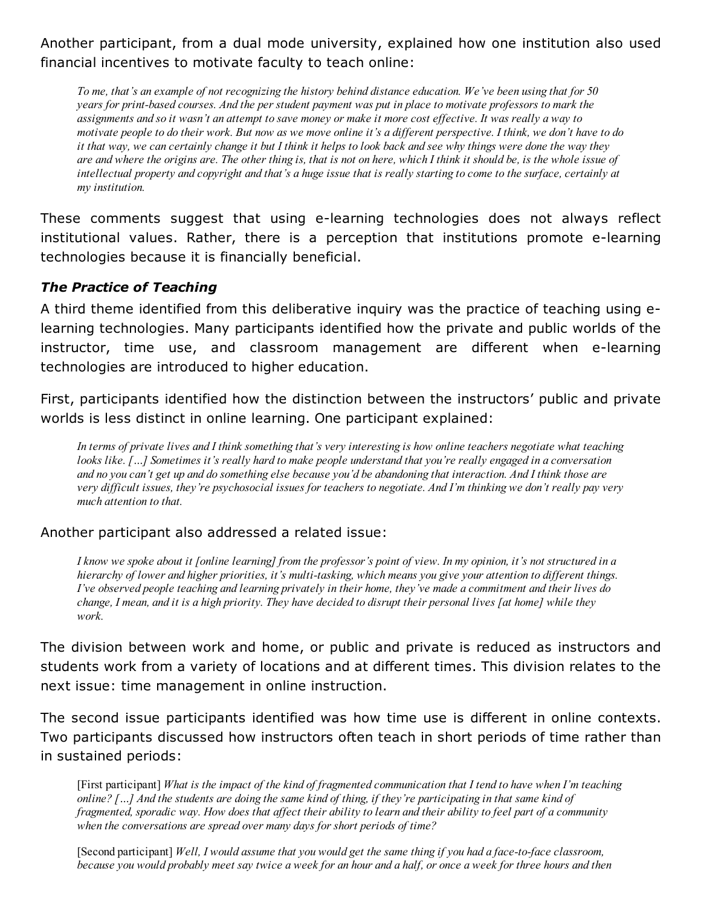Another participant, from a dual mode university, explained how one institution also used financial incentives to motivate faculty to teach online:

> *To me, that's an example of not recognizing the history behind distance education. We've been using that for 50 years for print-based courses. And the per student payment was put in place to motivate professors to mark the assignments and so it wasn't an attempt to save money or make it more cost effective. It was really a way to motivate people to do their work. But now as we move online it's a different perspective. I think, we don't have to do it that way, we can certainly change it but I think it helps to look back and see why things were done the way they are and where the origins are. The other thing is, that is not on here, which I think it should be, is the whole issue of intellectual property and copyright and that's a huge issue that is really starting to come to the surface, certainly at my institution.*

These comments suggest that using e-learning technologies does not always reflect institutional values. Rather, there is a perception that institutions promote e-learning technologies because it is financially beneficial.

### *The Practice of Teaching*

A third theme identified from this deliberative inquiry was the practice of teaching using e-learning technologies. Many participants identified how the private and public worlds of the instructor, time use, and classroom management are different when e-learning technologies are introduced to higher education.

First, participants identified how the distinction between the instructors' public and private worlds is less distinct in online learning. One participant explained:

> *In terms of private lives and I think something that's very interesting is how online teachers negotiate what teaching looks like. […] Sometimes it's really hard to make people understand that you're really engaged in a conversation and no you can't get up and do something else because you'd be abandoning that interaction. And I think those are very difficult issues, they're psychosocial issues for teachers to negotiate. And I'm thinking we don't really pay very much attention to that.*

Another participant also addressed a related issue:

> *I know we spoke about it [online learning] from the professor's point of view. In my opinion, it's not structured in a hierarchy of lower and higher priorities, it's multi-tasking, which means you give your attention to different things. I've observed people teaching and learning privately in their home, they've made a commitment and their lives do change, I mean, and it is a high priority. They have decided to disrupt their personal lives [at home] while they work.*

The division between work and home, or public and private is reduced as instructors and students work from a variety of locations and at different times. This division relates to the next issue: time management in online instruction.

The second issue participants identified was how time use is different in online contexts. Two participants discussed how instructors often teach in short periods of time rather than in sustained periods:

> [First participant] *What is the impact of the kind of fragmented communication that I tend to have when I'm teaching online? […] And the students are doing the same kind of thing, if they're participating in that same kind of fragmented, sporadic way. How does that affect their ability to learn and their ability to feel part of a community when the conversations are spread over many days for short periods of time?*
>
> [Second participant] *Well, I would assume that you would get the same thing if you had a face-to-face classroom, because you would probably meet say twice a week for an hour and a half, or once a week for three hours and then*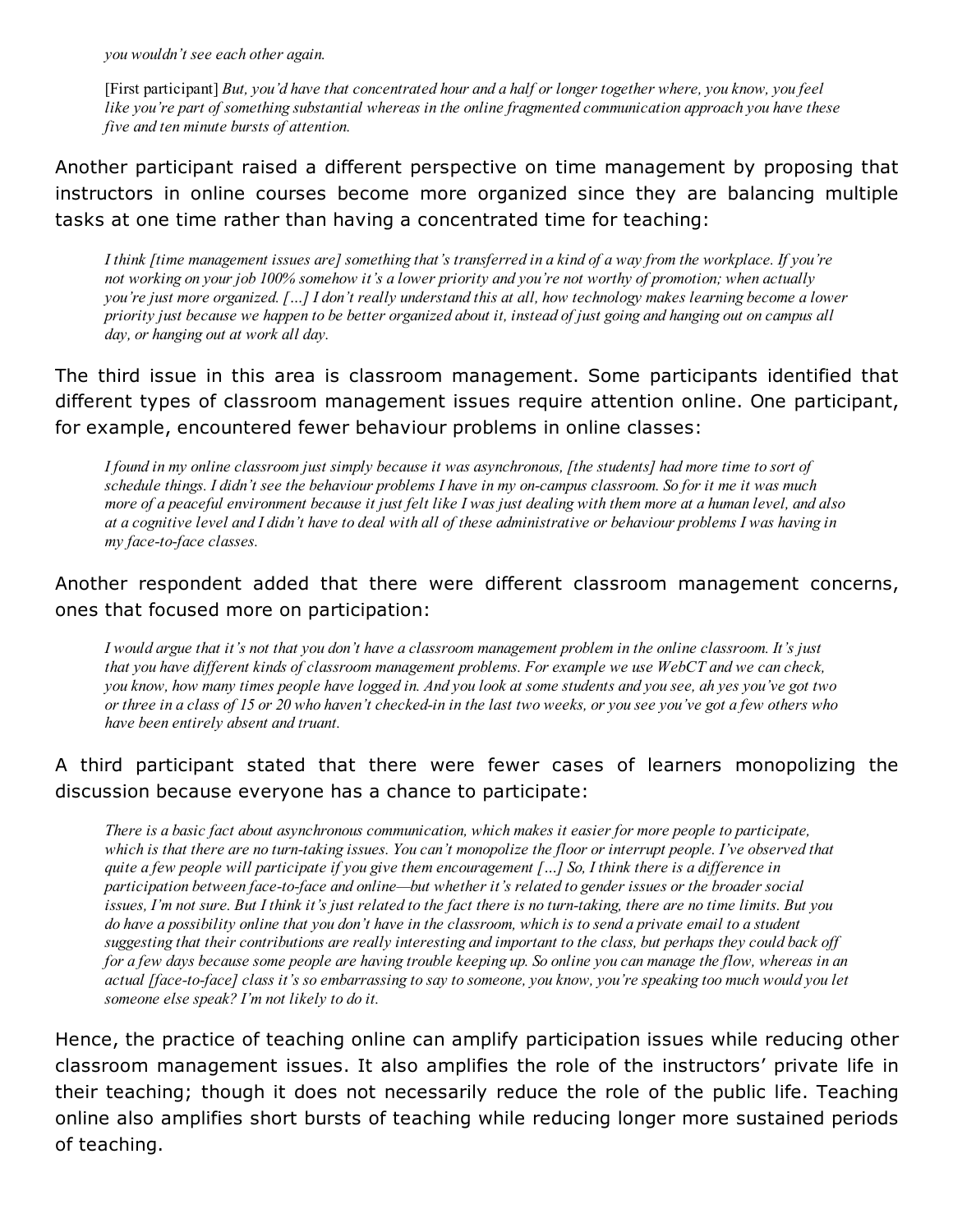*you wouldn't see each other again.*

> [First participant] *But, you'd have that concentrated hour and a half or longer together where, you know, you feel like you're part of something substantial whereas in the online fragmented communication approach you have these five and ten minute bursts of attention.*

Another participant raised a different perspective on time management by proposing that instructors in online courses become more organized since they are balancing multiple tasks at one time rather than having a concentrated time for teaching:

> *I think [time management issues are] something that's transferred in a kind of a way from the workplace. If you're not working on your job 100% somehow it's a lower priority and you're not worthy of promotion; when actually you're just more organized. [...] I don't really understand this at all, how technology makes learning become a lower priority just because we happen to be better organized about it, instead of just going and hanging out on campus all day, or hanging out at work all day.*

The third issue in this area is classroom management. Some participants identified that different types of classroom management issues require attention online. One participant, for example, encountered fewer behaviour problems in online classes:

> *I found in my online classroom just simply because it was asynchronous, [the students] had more time to sort of schedule things. I didn't see the behaviour problems I have in my on-campus classroom. So for it me it was much more of a peaceful environment because it just felt like I was just dealing with them more at a human level, and also at a cognitive level and I didn't have to deal with all of these administrative or behaviour problems I was having in my face-to-face classes.*

Another respondent added that there were different classroom management concerns, ones that focused more on participation:

> *I would argue that it's not that you don't have a classroom management problem in the online classroom. It's just that you have different kinds of classroom management problems. For example we use WebCT and we can check, you know, how many times people have logged in. And you look at some students and you see, ah yes you've got two or three in a class of 15 or 20 who haven't checked-in in the last two weeks, or you see you've got a few others who have been entirely absent and truant.*

A third participant stated that there were fewer cases of learners monopolizing the discussion because everyone has a chance to participate:

> *There is a basic fact about asynchronous communication, which makes it easier for more people to participate, which is that there are no turn-taking issues. You can't monopolize the floor or interrupt people. I've observed that quite a few people will participate if you give them encouragement [...] So, I think there is a difference in participation between face-to-face and online—but whether it's related to gender issues or the broader social issues, I'm not sure. But I think it's just related to the fact there is no turn-taking, there are no time limits. But you do have a possibility online that you don't have in the classroom, which is to send a private email to a student suggesting that their contributions are really interesting and important to the class, but perhaps they could back off for a few days because some people are having trouble keeping up. So online you can manage the flow, whereas in an actual [face-to-face] class it's so embarrassing to say to someone, you know, you're speaking too much would you let someone else speak? I'm not likely to do it.*

Hence, the practice of teaching online can amplify participation issues while reducing other classroom management issues. It also amplifies the role of the instructors' private life in their teaching; though it does not necessarily reduce the role of the public life. Teaching online also amplifies short bursts of teaching while reducing longer more sustained periods of teaching.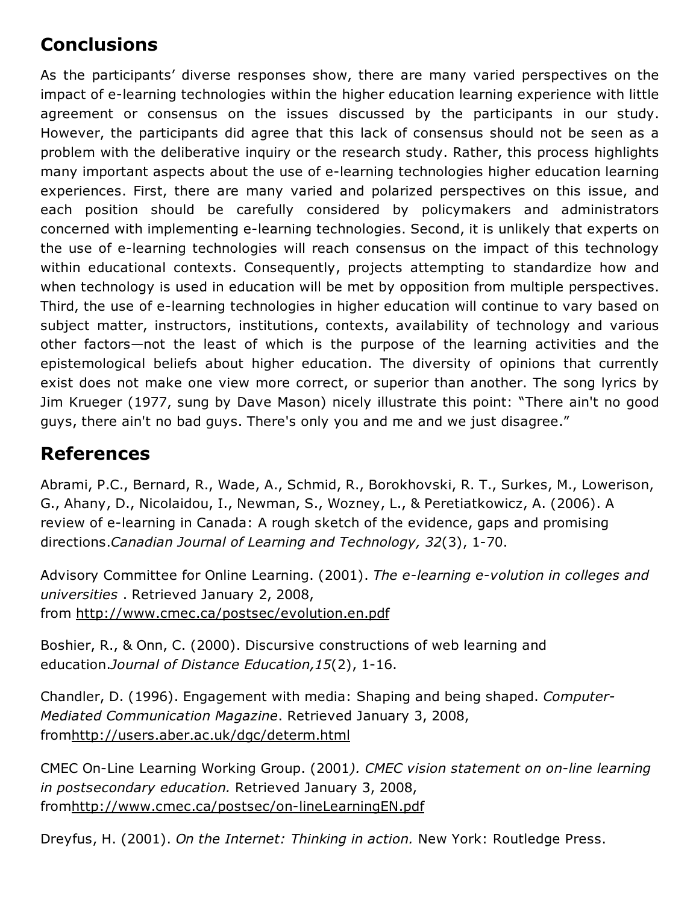## Conclusions

As the participants' diverse responses show, there are many varied perspectives on the impact of e-learning technologies within the higher education learning experience with little agreement or consensus on the issues discussed by the participants in our study. However, the participants did agree that this lack of consensus should not be seen as a problem with the deliberative inquiry or the research study. Rather, this process highlights many important aspects about the use of e-learning technologies higher education learning experiences. First, there are many varied and polarized perspectives on this issue, and each position should be carefully considered by policymakers and administrators concerned with implementing e-learning technologies. Second, it is unlikely that experts on the use of e-learning technologies will reach consensus on the impact of this technology within educational contexts. Consequently, projects attempting to standardize how and when technology is used in education will be met by opposition from multiple perspectives. Third, the use of e-learning technologies in higher education will continue to vary based on subject matter, instructors, institutions, contexts, availability of technology and various other factors—not the least of which is the purpose of the learning activities and the epistemological beliefs about higher education. The diversity of opinions that currently exist does not make one view more correct, or superior than another. The song lyrics by Jim Krueger (1977, sung by Dave Mason) nicely illustrate this point: "There ain't no good guys, there ain't no bad guys. There's only you and me and we just disagree."

## References

Abrami, P.C., Bernard, R., Wade, A., Schmid, R., Borokhovski, R. T., Surkes, M., Lowerison, G., Ahany, D., Nicolaidou, I., Newman, S., Wozney, L., & Peretiatkowicz, A. (2006). A review of e-learning in Canada: A rough sketch of the evidence, gaps and promising directions.*Canadian Journal of Learning and Technology, 32*(3), 1-70.

Advisory Committee for Online Learning. (2001). *The e-learning e-volution in colleges and universities* . Retrieved January 2, 2008, from http://www.cmec.ca/postsec/evolution.en.pdf

Boshier, R., & Onn, C. (2000). Discursive constructions of web learning and education.*Journal of Distance Education,15*(2), 1-16.

Chandler, D. (1996). Engagement with media: Shaping and being shaped. *Computer-Mediated Communication Magazine*. Retrieved January 3, 2008, fromhttp://users.aber.ac.uk/dgc/determ.html

CMEC On-Line Learning Working Group. (2001*). CMEC vision statement on on-line learning in postsecondary education.* Retrieved January 3, 2008, fromhttp://www.cmec.ca/postsec/on-lineLearningEN.pdf

Dreyfus, H. (2001). *On the Internet: Thinking in action.* New York: Routledge Press.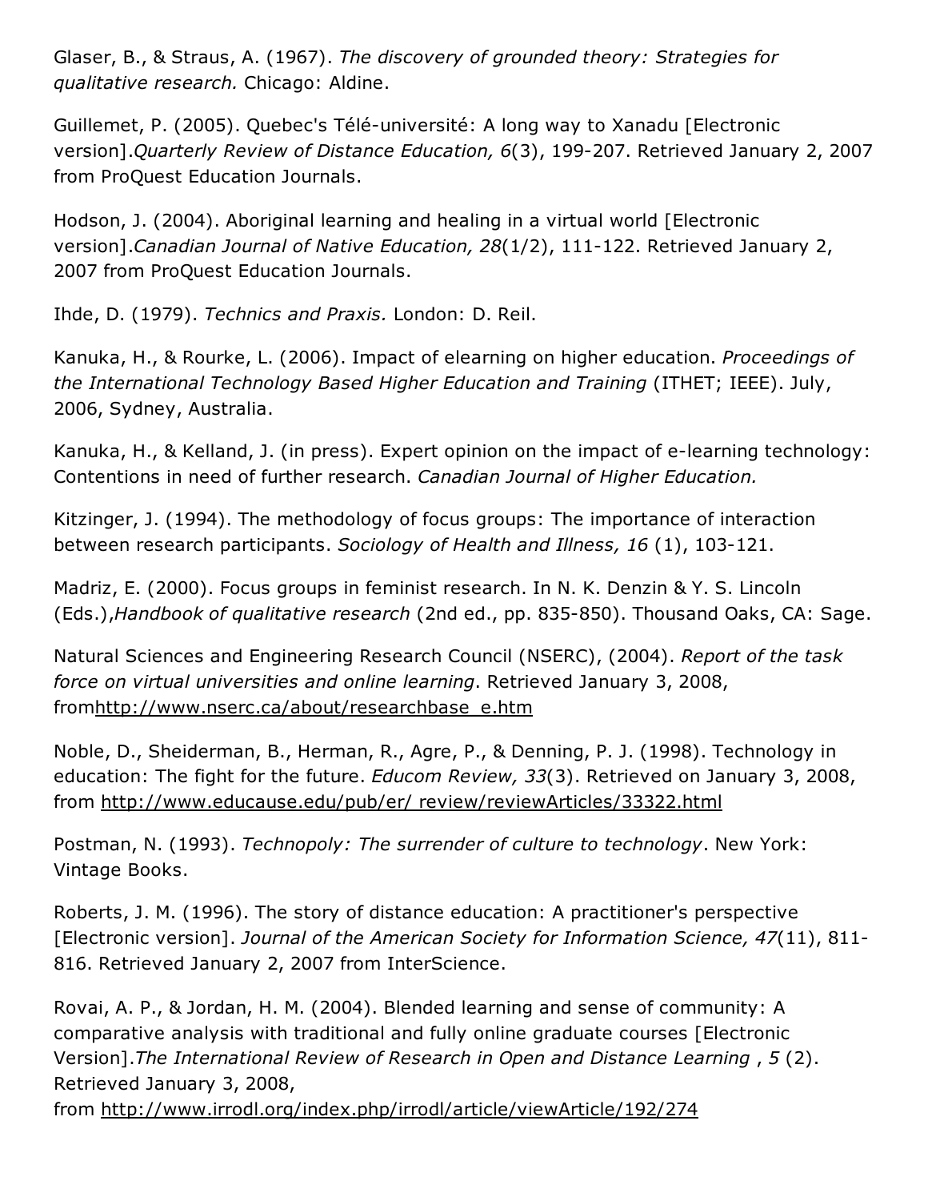Glaser, B., & Straus, A. (1967). *The discovery of grounded theory: Strategies for qualitative research.* Chicago: Aldine.

Guillemet, P. (2005). Quebec's Télé-université: A long way to Xanadu [Electronic version].*Quarterly Review of Distance Education, 6*(3), 199-207. Retrieved January 2, 2007 from ProQuest Education Journals.

Hodson, J. (2004). Aboriginal learning and healing in a virtual world [Electronic version].*Canadian Journal of Native Education, 28*(1/2), 111-122. Retrieved January 2, 2007 from ProQuest Education Journals.

Ihde, D. (1979). *Technics and Praxis.* London: D. Reil.

Kanuka, H., & Rourke, L. (2006). Impact of elearning on higher education. *Proceedings of the International Technology Based Higher Education and Training* (ITHET; IEEE). July, 2006, Sydney, Australia.

Kanuka, H., & Kelland, J. (in press). Expert opinion on the impact of e-learning technology: Contentions in need of further research. *Canadian Journal of Higher Education.*

Kitzinger, J. (1994). The methodology of focus groups: The importance of interaction between research participants. *Sociology of Health and Illness, 16* (1), 103-121.

Madriz, E. (2000). Focus groups in feminist research. In N. K. Denzin & Y. S. Lincoln (Eds.),*Handbook of qualitative research* (2nd ed., pp. 835-850). Thousand Oaks, CA: Sage.

Natural Sciences and Engineering Research Council (NSERC), (2004). *Report of the task force on virtual universities and online learning*. Retrieved January 3, 2008, fromhttp://www.nserc.ca/about/researchbase_e.htm

Noble, D., Sheiderman, B., Herman, R., Agre, P., & Denning, P. J. (1998). Technology in education: The fight for the future. *Educom Review, 33*(3). Retrieved on January 3, 2008, from http://www.educause.edu/pub/er/ review/reviewArticles/33322.html

Postman, N. (1993). *Technopoly: The surrender of culture to technology*. New York: Vintage Books.

Roberts, J. M. (1996). The story of distance education: A practitioner's perspective [Electronic version]. *Journal of the American Society for Information Science, 47*(11), 811-816. Retrieved January 2, 2007 from InterScience.

Rovai, A. P., & Jordan, H. M. (2004). Blended learning and sense of community: A comparative analysis with traditional and fully online graduate courses [Electronic Version].*The International Review of Research in Open and Distance Learning* , *5* (2). Retrieved January 3, 2008, from http://www.irrodl.org/index.php/irrodl/article/viewArticle/192/274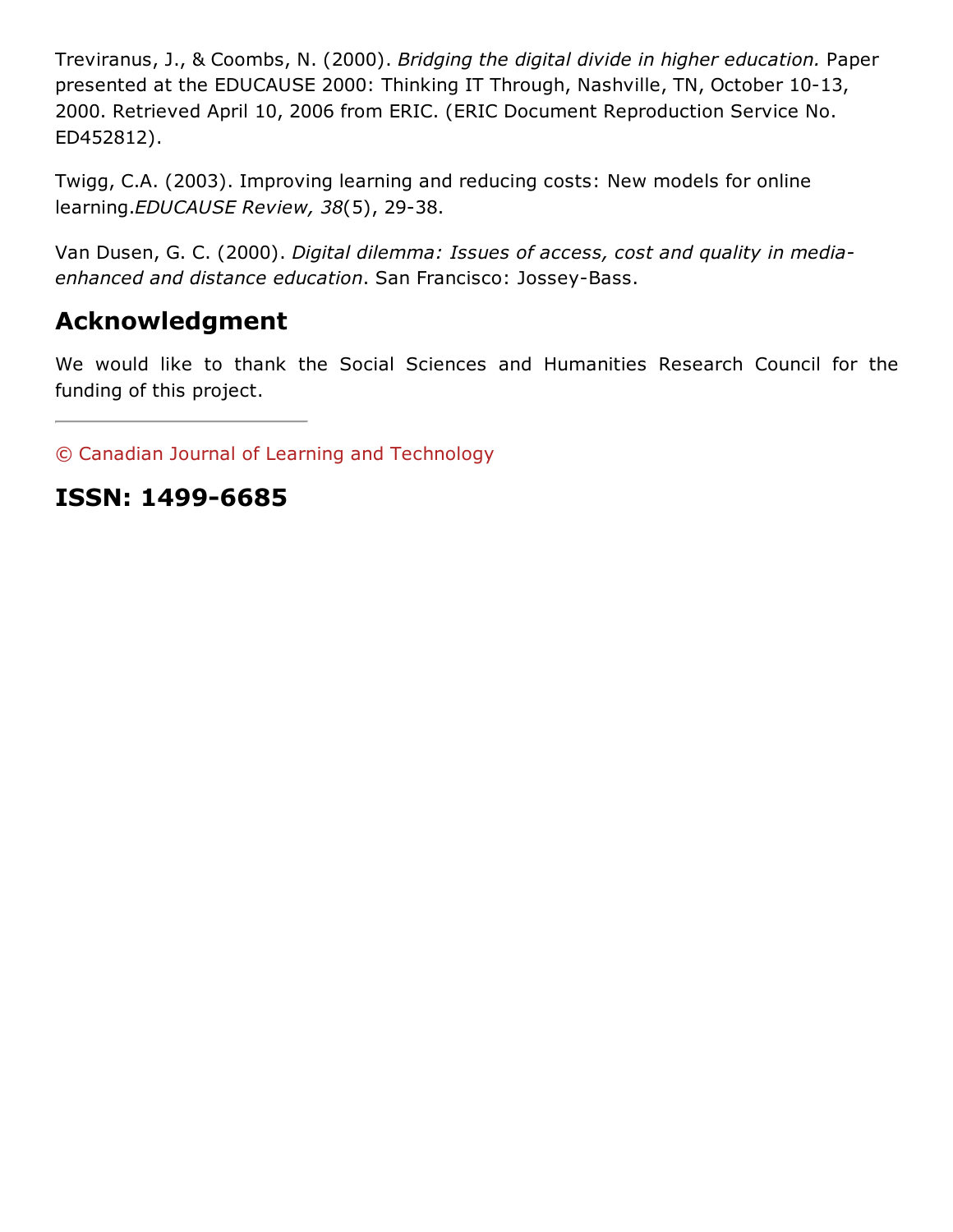Treviranus, J., & Coombs, N. (2000). *Bridging the digital divide in higher education.* Paper presented at the EDUCAUSE 2000: Thinking IT Through, Nashville, TN, October 10-13, 2000. Retrieved April 10, 2006 from ERIC. (ERIC Document Reproduction Service No. ED452812).

Twigg, C.A. (2003). Improving learning and reducing costs: New models for online learning.*EDUCAUSE Review, 38*(5), 29-38.

Van Dusen, G. C. (2000). *Digital dilemma: Issues of access, cost and quality in media-enhanced and distance education*. San Francisco: Jossey-Bass.

## Acknowledgment

We would like to thank the Social Sciences and Humanities Research Council for the funding of this project.

---

© Canadian Journal of Learning and Technology

## ISSN: 1499-6685